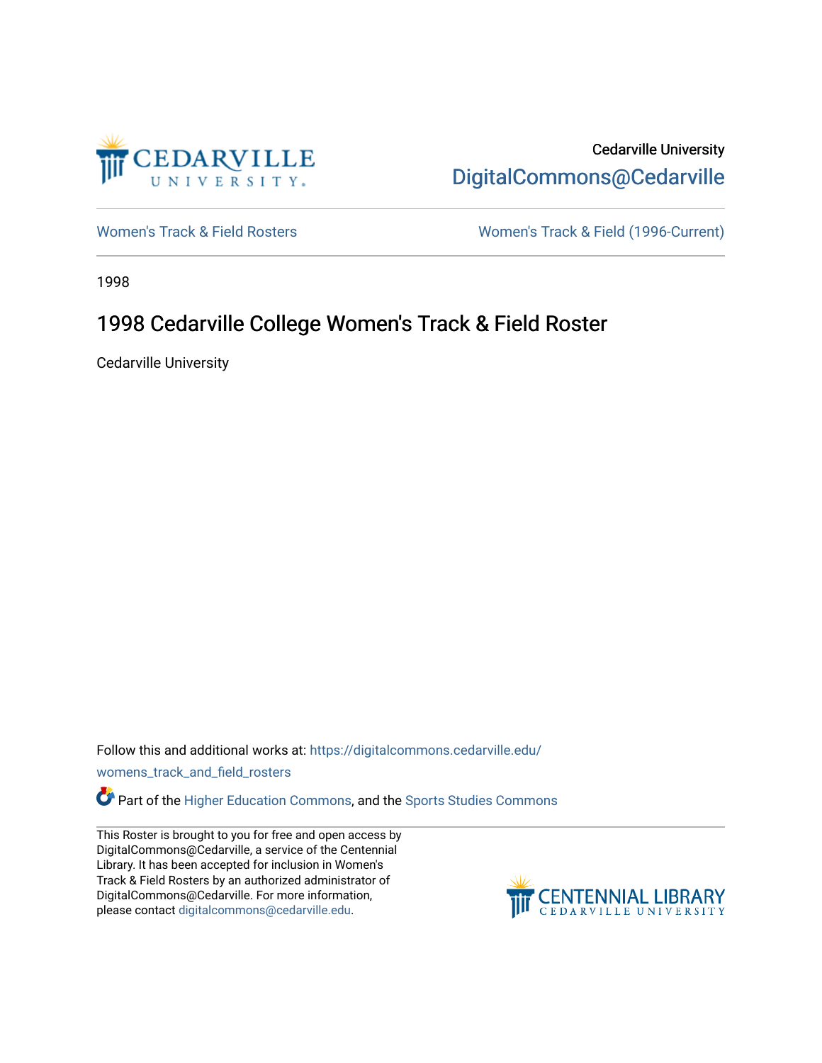Cedarville University

DigitalCommons@Cedarville

Women's Track & Field Rosters

Women's Track & Field (1996-Current)

1998

# 1998 Cedarville College Women's Track & Field Roster

Cedarville University

Follow this and additional works at: https://digitalcommons.cedarville.edu/womens_track_and_field_rosters

Part of the Higher Education Commons, and the Sports Studies Commons

This Roster is brought to you for free and open access by DigitalCommons@Cedarville, a service of the Centennial Library. It has been accepted for inclusion in Women's Track & Field Rosters by an authorized administrator of DigitalCommons@Cedarville. For more information, please contact digitalcommons@cedarville.edu.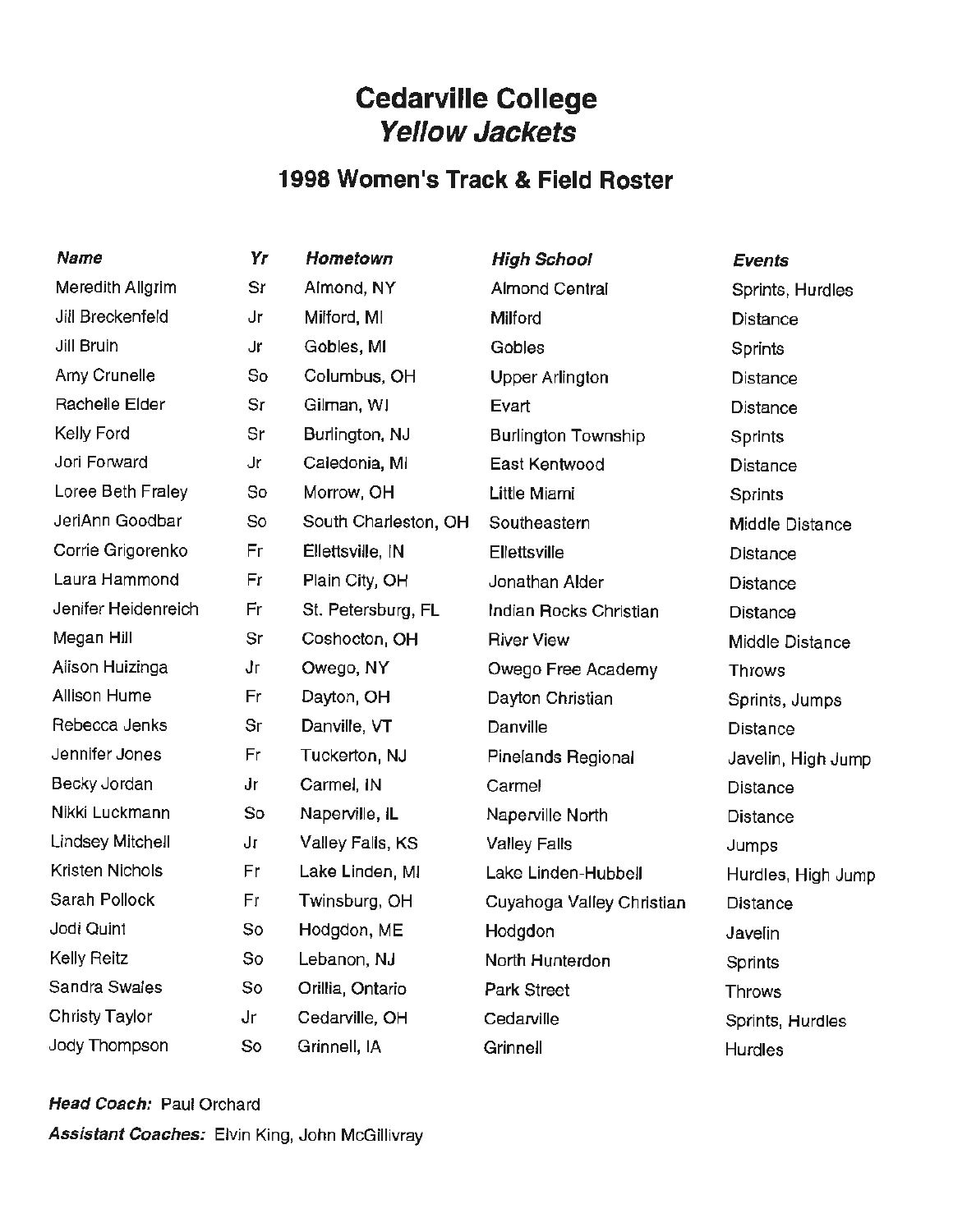# Cedarville College
## *Yellow Jackets*

### 1998 Women's Track & Field Roster

| *Name* | *Yr* | *Hometown* | *High School* | *Events* |
|---|---|---|---|---|
| Meredith Allgrim | Sr | Almond, NY | Almond Central | Sprints, Hurdles |
| Jill Breckenfeld | Jr | Milford, MI | Milford | Distance |
| Jill Bruin | Jr | Gobles, MI | Gobles | Sprints |
| Amy Crunelle | So | Columbus, OH | Upper Arlington | Distance |
| Rachelle Elder | Sr | Gilman, WI | Evart | Distance |
| Kelly Ford | Sr | Burlington, NJ | Burlington Township | Sprints |
| Jori Forward | Jr | Caledonia, MI | East Kentwood | Distance |
| Loree Beth Fraley | So | Morrow, OH | Little Miami | Sprints |
| JeriAnn Goodbar | So | South Charleston, OH | Southeastern | Middle Distance |
| Corrie Grigorenko | Fr | Ellettsville, IN | Ellettsville | Distance |
| Laura Hammond | Fr | Plain City, OH | Jonathan Alder | Distance |
| Jenifer Heidenreich | Fr | St. Petersburg, FL | Indian Rocks Christian | Distance |
| Megan Hill | Sr | Coshocton, OH | River View | Middle Distance |
| Alison Huizinga | Jr | Owego, NY | Owego Free Academy | Throws |
| Allison Hume | Fr | Dayton, OH | Dayton Christian | Sprints, Jumps |
| Rebecca Jenks | Sr | Danville, VT | Danville | Distance |
| Jennifer Jones | Fr | Tuckerton, NJ | Pinelands Regional | Javelin, High Jump |
| Becky Jordan | Jr | Carmel, IN | Carmel | Distance |
| Nikki Luckmann | So | Naperville, IL | Naperville North | Distance |
| Lindsey Mitchell | Jr | Valley Falls, KS | Valley Falls | Jumps |
| Kristen Nichols | Fr | Lake Linden, MI | Lake Linden-Hubbell | Hurdles, High Jump |
| Sarah Pollock | Fr | Twinsburg, OH | Cuyahoga Valley Christian | Distance |
| Jodi Quint | So | Hodgdon, ME | Hodgdon | Javelin |
| Kelly Reitz | So | Lebanon, NJ | North Hunterdon | Sprints |
| Sandra Swales | So | Orillia, Ontario | Park Street | Throws |
| Christy Taylor | Jr | Cedarville, OH | Cedarville | Sprints, Hurdles |
| Jody Thompson | So | Grinnell, IA | Grinnell | Hurdles |

***Head Coach:*** Paul Orchard

***Assistant Coaches:*** Elvin King, John McGillivray